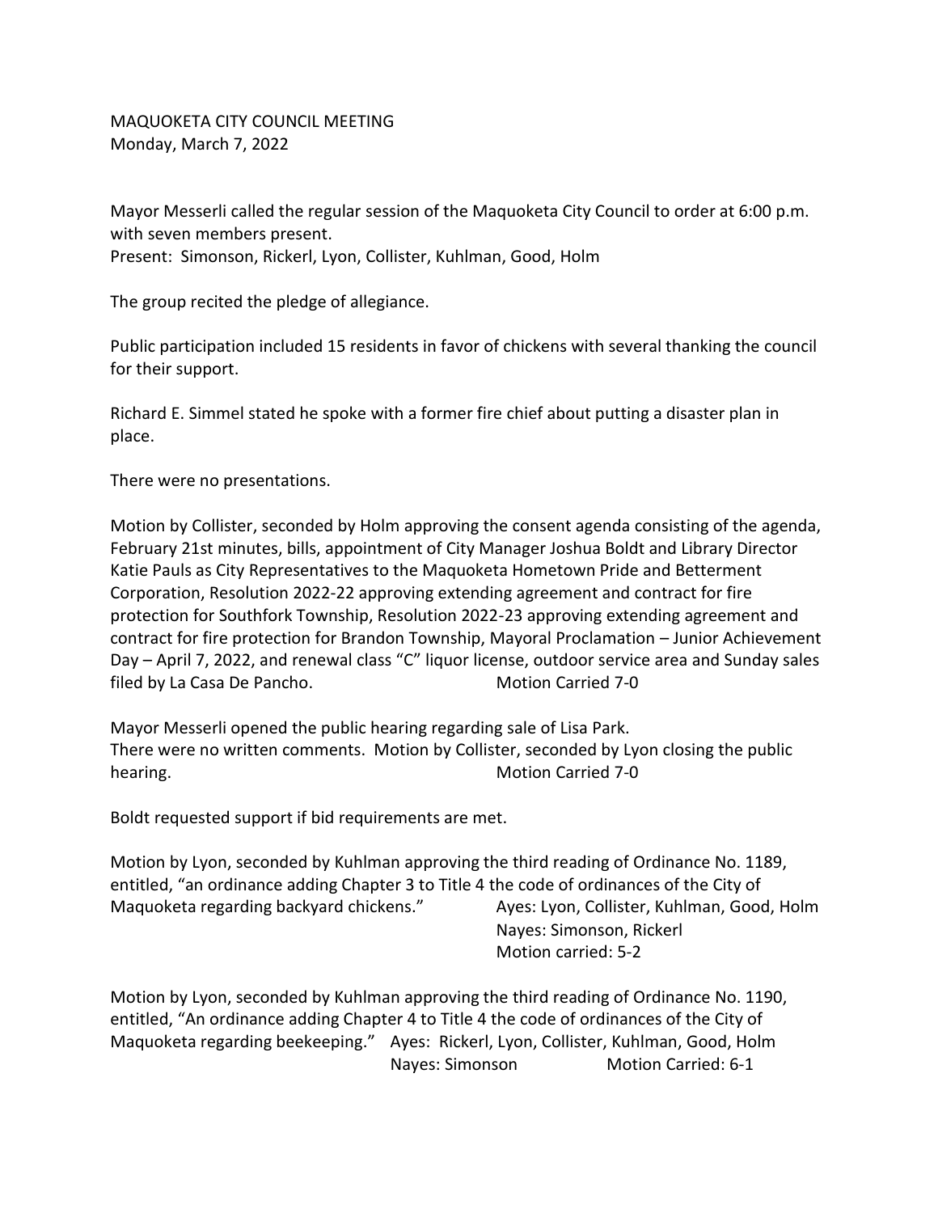MAQUOKETA CITY COUNCIL MEETING
Monday, March 7, 2022

Mayor Messerli called the regular session of the Maquoketa City Council to order at 6:00 p.m. with seven members present.
Present: Simonson, Rickerl, Lyon, Collister, Kuhlman, Good, Holm

The group recited the pledge of allegiance.

Public participation included 15 residents in favor of chickens with several thanking the council for their support.

Richard E. Simmel stated he spoke with a former fire chief about putting a disaster plan in place.

There were no presentations.

Motion by Collister, seconded by Holm approving the consent agenda consisting of the agenda, February 21st minutes, bills, appointment of City Manager Joshua Boldt and Library Director Katie Pauls as City Representatives to the Maquoketa Hometown Pride and Betterment Corporation, Resolution 2022-22 approving extending agreement and contract for fire protection for Southfork Township, Resolution 2022-23 approving extending agreement and contract for fire protection for Brandon Township, Mayoral Proclamation – Junior Achievement Day – April 7, 2022, and renewal class "C" liquor license, outdoor service area and Sunday sales filed by La Casa De Pancho. Motion Carried 7-0

Mayor Messerli opened the public hearing regarding sale of Lisa Park.
There were no written comments. Motion by Collister, seconded by Lyon closing the public hearing. Motion Carried 7-0

Boldt requested support if bid requirements are met.

Motion by Lyon, seconded by Kuhlman approving the third reading of Ordinance No. 1189, entitled, "an ordinance adding Chapter 3 to Title 4 the code of ordinances of the City of Maquoketa regarding backyard chickens."
Ayes: Lyon, Collister, Kuhlman, Good, Holm
Nayes: Simonson, Rickerl
Motion carried: 5-2

Motion by Lyon, seconded by Kuhlman approving the third reading of Ordinance No. 1190, entitled, "An ordinance adding Chapter 4 to Title 4 the code of ordinances of the City of Maquoketa regarding beekeeping."
Ayes: Rickerl, Lyon, Collister, Kuhlman, Good, Holm
Nayes: Simonson
Motion Carried: 6-1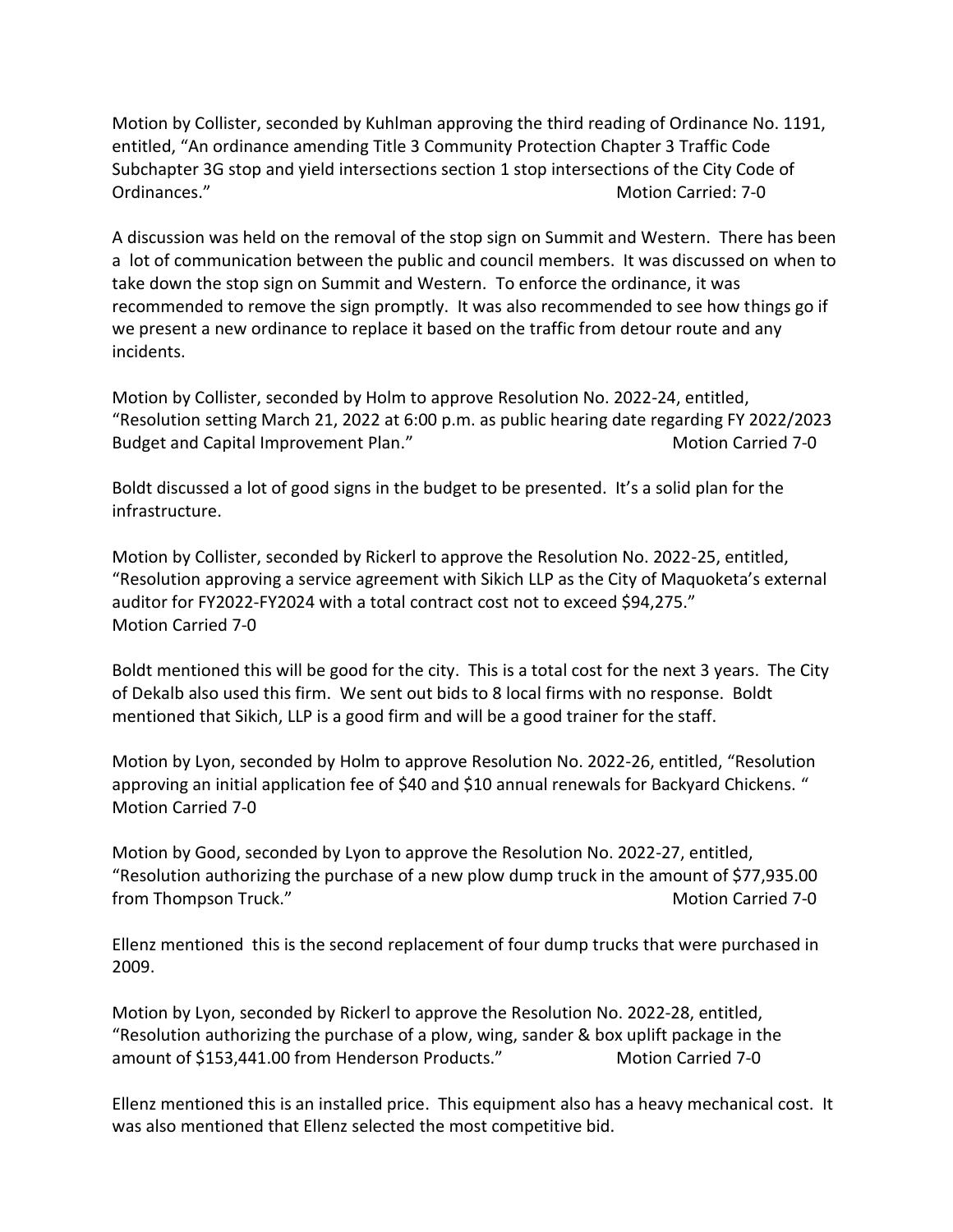Motion by Collister, seconded by Kuhlman approving the third reading of Ordinance No. 1191, entitled, "An ordinance amending Title 3 Community Protection Chapter 3 Traffic Code Subchapter 3G stop and yield intersections section 1 stop intersections of the City Code of Ordinances." Motion Carried: 7-0

A discussion was held on the removal of the stop sign on Summit and Western. There has been a lot of communication between the public and council members. It was discussed on when to take down the stop sign on Summit and Western. To enforce the ordinance, it was recommended to remove the sign promptly. It was also recommended to see how things go if we present a new ordinance to replace it based on the traffic from detour route and any incidents.

Motion by Collister, seconded by Holm to approve Resolution No. 2022-24, entitled, "Resolution setting March 21, 2022 at 6:00 p.m. as public hearing date regarding FY 2022/2023 Budget and Capital Improvement Plan." Motion Carried 7-0

Boldt discussed a lot of good signs in the budget to be presented. It's a solid plan for the infrastructure.

Motion by Collister, seconded by Rickerl to approve the Resolution No. 2022-25, entitled, "Resolution approving a service agreement with Sikich LLP as the City of Maquoketa's external auditor for FY2022-FY2024 with a total contract cost not to exceed $94,275."
Motion Carried 7-0

Boldt mentioned this will be good for the city. This is a total cost for the next 3 years. The City of Dekalb also used this firm. We sent out bids to 8 local firms with no response. Boldt mentioned that Sikich, LLP is a good firm and will be a good trainer for the staff.

Motion by Lyon, seconded by Holm to approve Resolution No. 2022-26, entitled, "Resolution approving an initial application fee of $40 and $10 annual renewals for Backyard Chickens. "
Motion Carried 7-0

Motion by Good, seconded by Lyon to approve the Resolution No. 2022-27, entitled, "Resolution authorizing the purchase of a new plow dump truck in the amount of $77,935.00 from Thompson Truck." Motion Carried 7-0

Ellenz mentioned this is the second replacement of four dump trucks that were purchased in 2009.

Motion by Lyon, seconded by Rickerl to approve the Resolution No. 2022-28, entitled, "Resolution authorizing the purchase of a plow, wing, sander & box uplift package in the amount of $153,441.00 from Henderson Products." Motion Carried 7-0

Ellenz mentioned this is an installed price. This equipment also has a heavy mechanical cost. It was also mentioned that Ellenz selected the most competitive bid.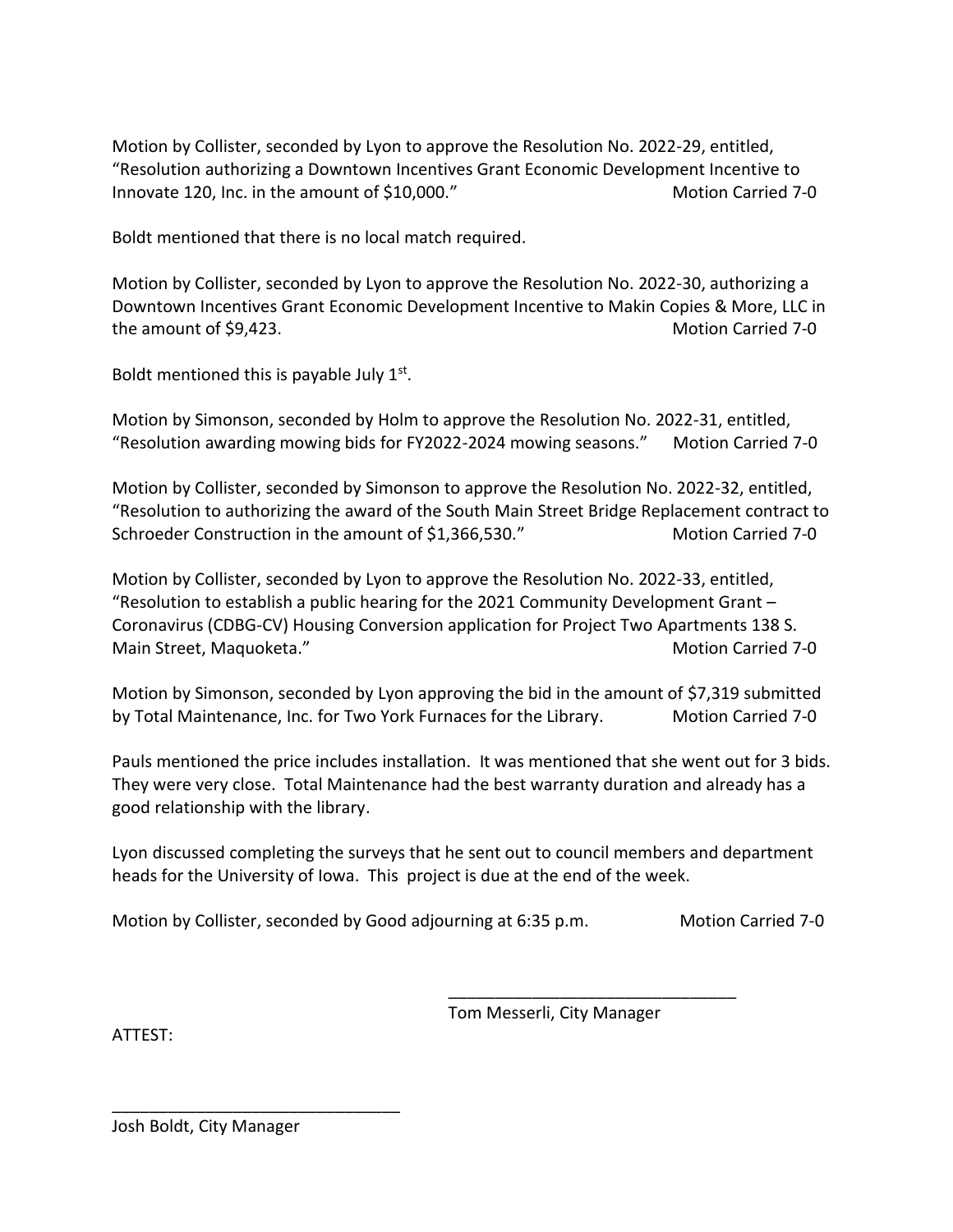Motion by Collister, seconded by Lyon to approve the Resolution No. 2022-29, entitled, "Resolution authorizing a Downtown Incentives Grant Economic Development Incentive to Innovate 120, Inc. in the amount of $10,000." Motion Carried 7-0

Boldt mentioned that there is no local match required.

Motion by Collister, seconded by Lyon to approve the Resolution No. 2022-30, authorizing a Downtown Incentives Grant Economic Development Incentive to Makin Copies & More, LLC in the amount of $9,423. Motion Carried 7-0

Boldt mentioned this is payable July 1st.

Motion by Simonson, seconded by Holm to approve the Resolution No. 2022-31, entitled, "Resolution awarding mowing bids for FY2022-2024 mowing seasons." Motion Carried 7-0

Motion by Collister, seconded by Simonson to approve the Resolution No. 2022-32, entitled, "Resolution to authorizing the award of the South Main Street Bridge Replacement contract to Schroeder Construction in the amount of $1,366,530." Motion Carried 7-0

Motion by Collister, seconded by Lyon to approve the Resolution No. 2022-33, entitled, "Resolution to establish a public hearing for the 2021 Community Development Grant – Coronavirus (CDBG-CV) Housing Conversion application for Project Two Apartments 138 S. Main Street, Maquoketa." Motion Carried 7-0

Motion by Simonson, seconded by Lyon approving the bid in the amount of $7,319 submitted by Total Maintenance, Inc. for Two York Furnaces for the Library. Motion Carried 7-0

Pauls mentioned the price includes installation. It was mentioned that she went out for 3 bids. They were very close. Total Maintenance had the best warranty duration and already has a good relationship with the library.

Lyon discussed completing the surveys that he sent out to council members and department heads for the University of Iowa. This project is due at the end of the week.

Motion by Collister, seconded by Good adjourning at 6:35 p.m. Motion Carried 7-0

\_\_\_\_\_\_\_\_\_\_\_\_\_\_\_\_\_\_\_\_\_\_\_\_\_\_\_\_\_\_\_\_

Tom Messerli, City Manager

ATTEST:

\_\_\_\_\_\_\_\_\_\_\_\_\_\_\_\_\_\_\_\_\_\_\_\_\_\_\_\_\_\_\_\_

Josh Boldt, City Manager